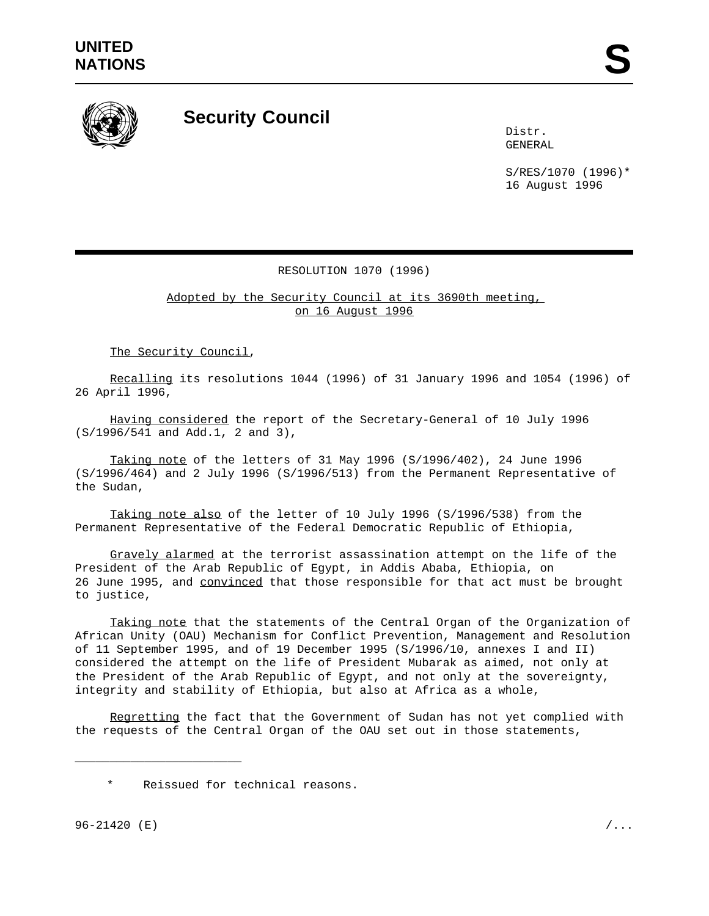**UNITED NATIONS**

# S

## Security Council

Distr.
GENERAL

S/RES/1070 (1996)*
16 August 1996

RESOLUTION 1070 (1996)

Adopted by the Security Council at its 3690th meeting, on 16 August 1996

The Security Council,

Recalling its resolutions 1044 (1996) of 31 January 1996 and 1054 (1996) of 26 April 1996,

Having considered the report of the Secretary-General of 10 July 1996 (S/1996/541 and Add.1, 2 and 3),

Taking note of the letters of 31 May 1996 (S/1996/402), 24 June 1996 (S/1996/464) and 2 July 1996 (S/1996/513) from the Permanent Representative of the Sudan,

Taking note also of the letter of 10 July 1996 (S/1996/538) from the Permanent Representative of the Federal Democratic Republic of Ethiopia,

Gravely alarmed at the terrorist assassination attempt on the life of the President of the Arab Republic of Egypt, in Addis Ababa, Ethiopia, on 26 June 1995, and convinced that those responsible for that act must be brought to justice,

Taking note that the statements of the Central Organ of the Organization of African Unity (OAU) Mechanism for Conflict Prevention, Management and Resolution of 11 September 1995, and of 19 December 1995 (S/1996/10, annexes I and II) considered the attempt on the life of President Mubarak as aimed, not only at the President of the Arab Republic of Egypt, and not only at the sovereignty, integrity and stability of Ethiopia, but also at Africa as a whole,

Regretting the fact that the Government of Sudan has not yet complied with the requests of the Central Organ of the OAU set out in those statements,

---

\* Reissued for technical reasons.

96-21420 (E)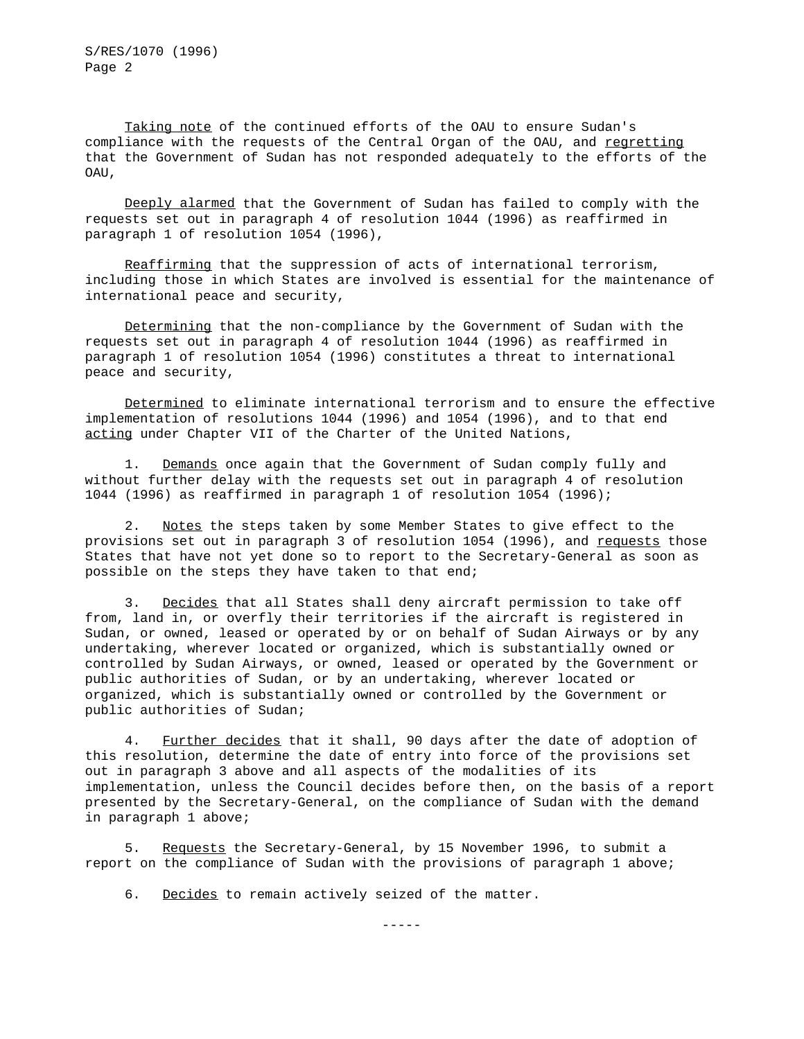*Taking note* of the continued efforts of the OAU to ensure Sudan's compliance with the requests of the Central Organ of the OAU, and *regretting* that the Government of Sudan has not responded adequately to the efforts of the OAU,

*Deeply alarmed* that the Government of Sudan has failed to comply with the requests set out in paragraph 4 of resolution 1044 (1996) as reaffirmed in paragraph 1 of resolution 1054 (1996),

*Reaffirming* that the suppression of acts of international terrorism, including those in which States are involved is essential for the maintenance of international peace and security,

*Determining* that the non-compliance by the Government of Sudan with the requests set out in paragraph 4 of resolution 1044 (1996) as reaffirmed in paragraph 1 of resolution 1054 (1996) constitutes a threat to international peace and security,

*Determined* to eliminate international terrorism and to ensure the effective implementation of resolutions 1044 (1996) and 1054 (1996), and to that end *acting* under Chapter VII of the Charter of the United Nations,

1. *Demands* once again that the Government of Sudan comply fully and without further delay with the requests set out in paragraph 4 of resolution 1044 (1996) as reaffirmed in paragraph 1 of resolution 1054 (1996);

2. *Notes* the steps taken by some Member States to give effect to the provisions set out in paragraph 3 of resolution 1054 (1996), and *requests* those States that have not yet done so to report to the Secretary-General as soon as possible on the steps they have taken to that end;

3. *Decides* that all States shall deny aircraft permission to take off from, land in, or overfly their territories if the aircraft is registered in Sudan, or owned, leased or operated by or on behalf of Sudan Airways or by any undertaking, wherever located or organized, which is substantially owned or controlled by Sudan Airways, or owned, leased or operated by the Government or public authorities of Sudan, or by an undertaking, wherever located or organized, which is substantially owned or controlled by the Government or public authorities of Sudan;

4. *Further decides* that it shall, 90 days after the date of adoption of this resolution, determine the date of entry into force of the provisions set out in paragraph 3 above and all aspects of the modalities of its implementation, unless the Council decides before then, on the basis of a report presented by the Secretary-General, on the compliance of Sudan with the demand in paragraph 1 above;

5. *Requests* the Secretary-General, by 15 November 1996, to submit a report on the compliance of Sudan with the provisions of paragraph 1 above;

6. *Decides* to remain actively seized of the matter.

-----